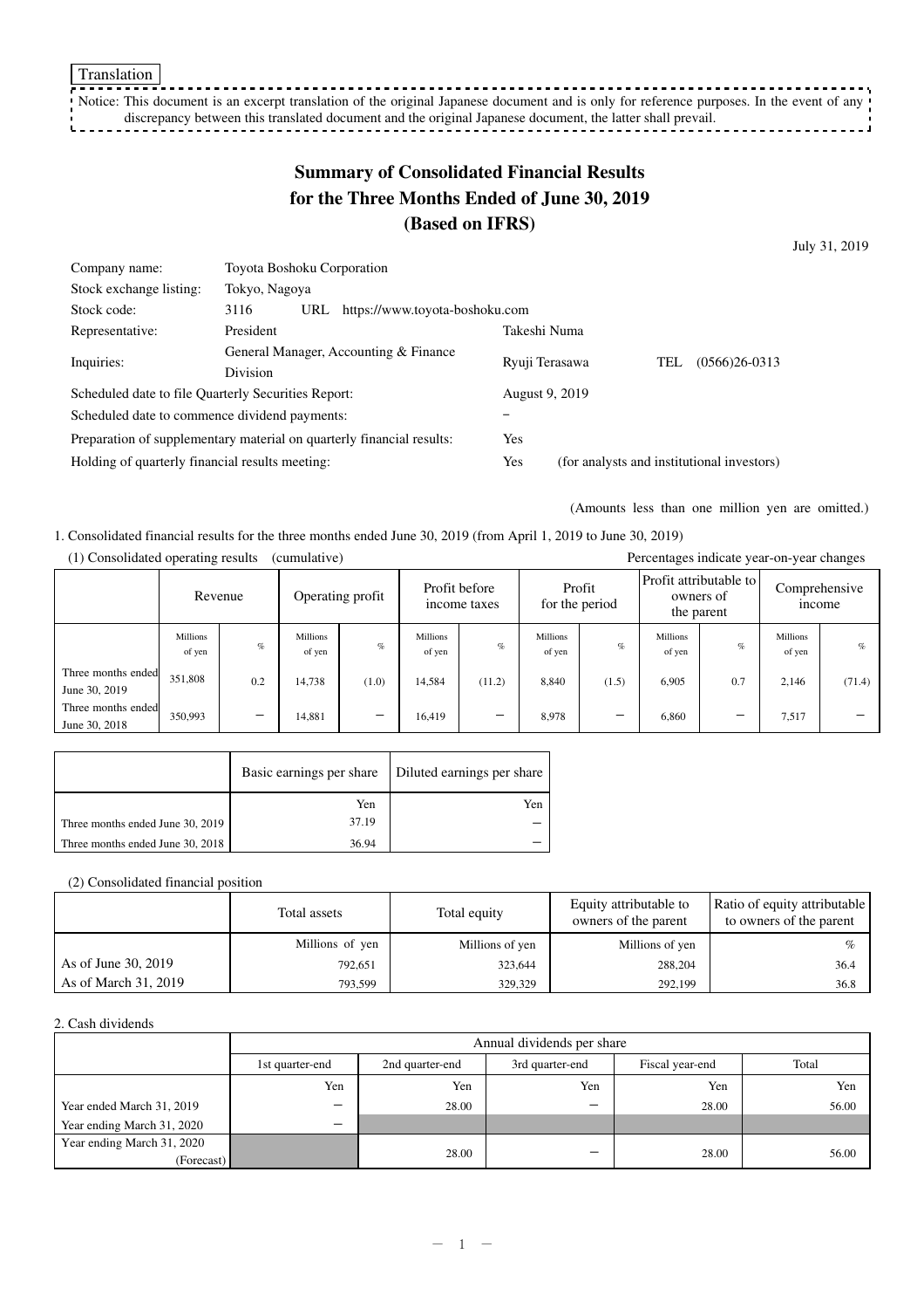Translation

Notice: This document is an excerpt translation of the original Japanese document and is only for reference purposes. In the event of any discrepancy between this translated document and the original Japanese document, the latter shall prevail.

# Summary of Consolidated Financial Results for the Three Months Ended of June 30, 2019 (Based on IFRS)

July 31, 2019

| | | | |
|---|---|---|---|
| Company name: | Toyota Boshoku Corporation | | |
| Stock exchange listing: | Tokyo, Nagoya | | |
| Stock code: | 3116 URL https://www.toyota-boshoku.com | | |
| Representative: | President | Takeshi Numa | |
| Inquiries: | General Manager, Accounting & Finance Division | Ryuji Terasawa | TEL (0566)26-0313 |
| Scheduled date to file Quarterly Securities Report: | | August 9, 2019 | |
| Scheduled date to commence dividend payments: | | – | |
| Preparation of supplementary material on quarterly financial results: | | Yes | |
| Holding of quarterly financial results meeting: | | Yes | (for analysts and institutional investors) |

(Amounts less than one million yen are omitted.)

1. Consolidated financial results for the three months ended June 30, 2019 (from April 1, 2019 to June 30, 2019)

(1) Consolidated operating results (cumulative)

Percentages indicate year-on-year changes

| | Revenue | | Operating profit | | Profit before income taxes | | Profit for the period | | Profit attributable to owners of the parent | | Comprehensive income | |
|---|---|---|---|---|---|---|---|---|---|---|---|---|
| | Millions of yen | % | Millions of yen | % | Millions of yen | % | Millions of yen | % | Millions of yen | % | Millions of yen | % |
| Three months ended June 30, 2019 | 351,808 | 0.2 | 14,738 | (1.0) | 14,584 | (11.2) | 8,840 | (1.5) | 6,905 | 0.7 | 2,146 | (71.4) |
| Three months ended June 30, 2018 | 350,993 | – | 14,881 | – | 16,419 | – | 8,978 | – | 6,860 | – | 7,517 | – |

| | Basic earnings per share | Diluted earnings per share |
|---|---|---|
| | Yen | Yen |
| Three months ended June 30, 2019 | 37.19 | – |
| Three months ended June 30, 2018 | 36.94 | – |

(2) Consolidated financial position

| | Total assets | Total equity | Equity attributable to owners of the parent | Ratio of equity attributable to owners of the parent |
|---|---|---|---|---|
| | Millions of yen | Millions of yen | Millions of yen | % |
| As of June 30, 2019 | 792,651 | 323,644 | 288,204 | 36.4 |
| As of March 31, 2019 | 793,599 | 329,329 | 292,199 | 36.8 |

2. Cash dividends

| | Annual dividends per share | | | | |
|---|---|---|---|---|---|
| | 1st quarter-end | 2nd quarter-end | 3rd quarter-end | Fiscal year-end | Total |
| | Yen | Yen | Yen | Yen | Yen |
| Year ended March 31, 2019 | – | 28.00 | – | 28.00 | 56.00 |
| Year ending March 31, 2020 | – | | | | |
| Year ending March 31, 2020 (Forecast) | | 28.00 | – | 28.00 | 56.00 |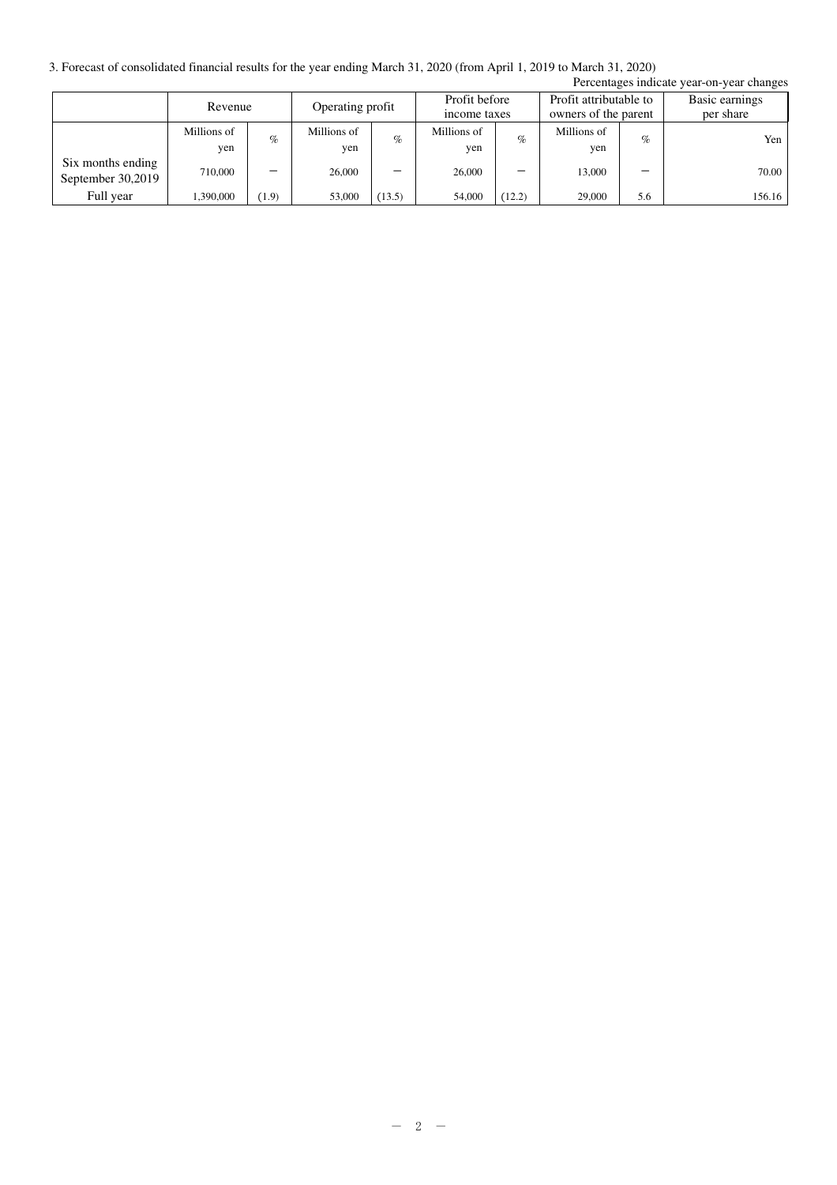3. Forecast of consolidated financial results for the year ending March 31, 2020 (from April 1, 2019 to March 31, 2020)

Percentages indicate year-on-year changes

| | Revenue | | Operating profit | | Profit before income taxes | | Profit attributable to owners of the parent | | Basic earnings per share |
|---|---|---|---|---|---|---|---|---|---|
| | Millions of yen | % | Millions of yen | % | Millions of yen | % | Millions of yen | % | Yen |
| Six months ending September 30,2019 | 710,000 | − | 26,000 | − | 26,000 | − | 13,000 | − | 70.00 |
| Full year | 1,390,000 | (1.9) | 53,000 | (13.5) | 54,000 | (12.2) | 29,000 | 5.6 | 156.16 |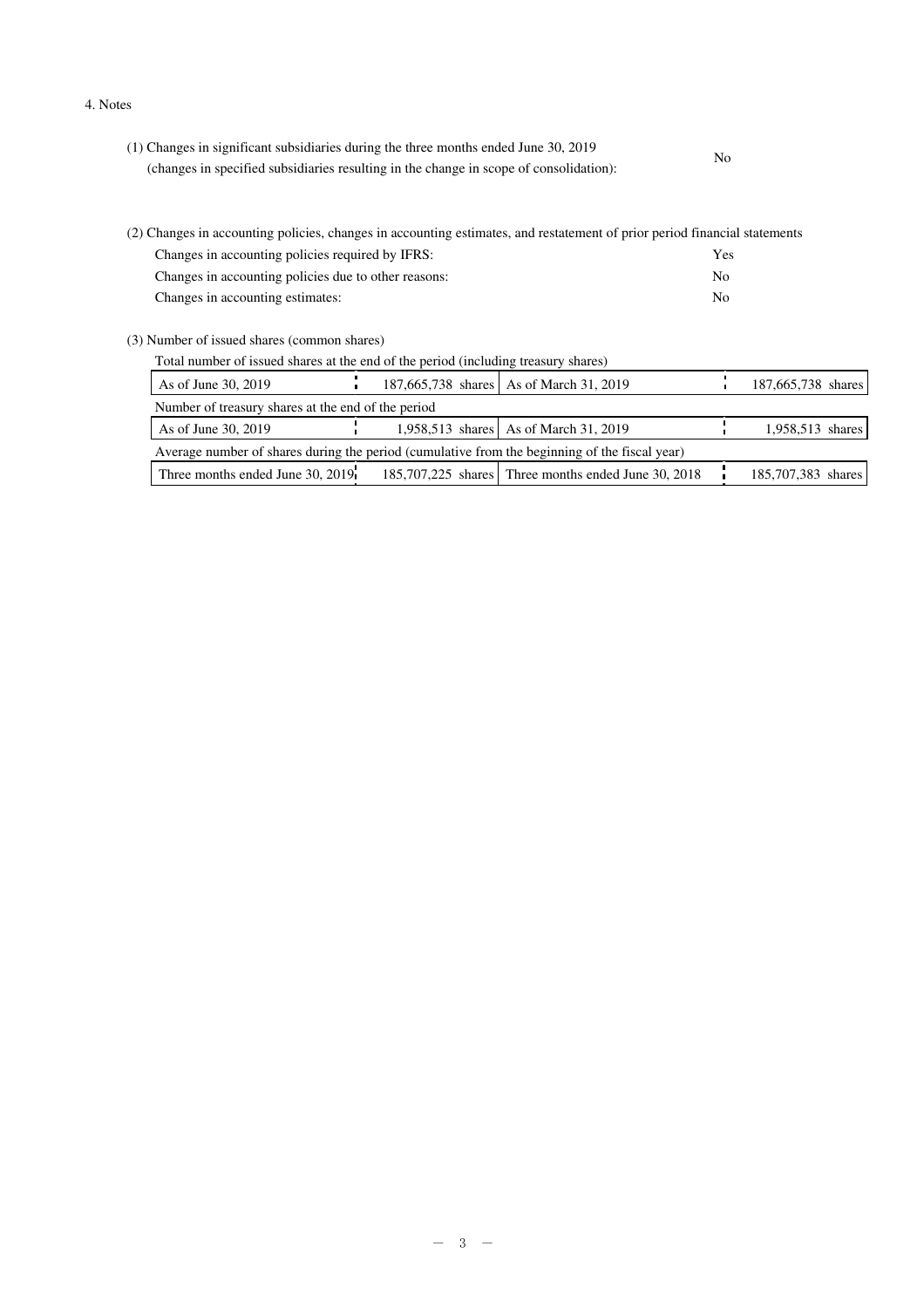4. Notes

(1) Changes in significant subsidiaries during the three months ended June 30, 2019 (changes in specified subsidiaries resulting in the change in scope of consolidation): No

(2) Changes in accounting policies, changes in accounting estimates, and restatement of prior period financial statements

| | |
|---|---|
| Changes in accounting policies required by IFRS: | Yes |
| Changes in accounting policies due to other reasons: | No |
| Changes in accounting estimates: | No |

(3) Number of issued shares (common shares)

Total number of issued shares at the end of the period (including treasury shares)

| | | | |
|---|---|---|---|
| As of June 30, 2019 | 187,665,738 shares | As of March 31, 2019 | 187,665,738 shares |

Number of treasury shares at the end of the period

| | | | |
|---|---|---|---|
| As of June 30, 2019 | 1,958,513 shares | As of March 31, 2019 | 1,958,513 shares |

Average number of shares during the period (cumulative from the beginning of the fiscal year)

| | | | |
|---|---|---|---|
| Three months ended June 30, 2019 | 185,707,225 shares | Three months ended June 30, 2018 | 185,707,383 shares |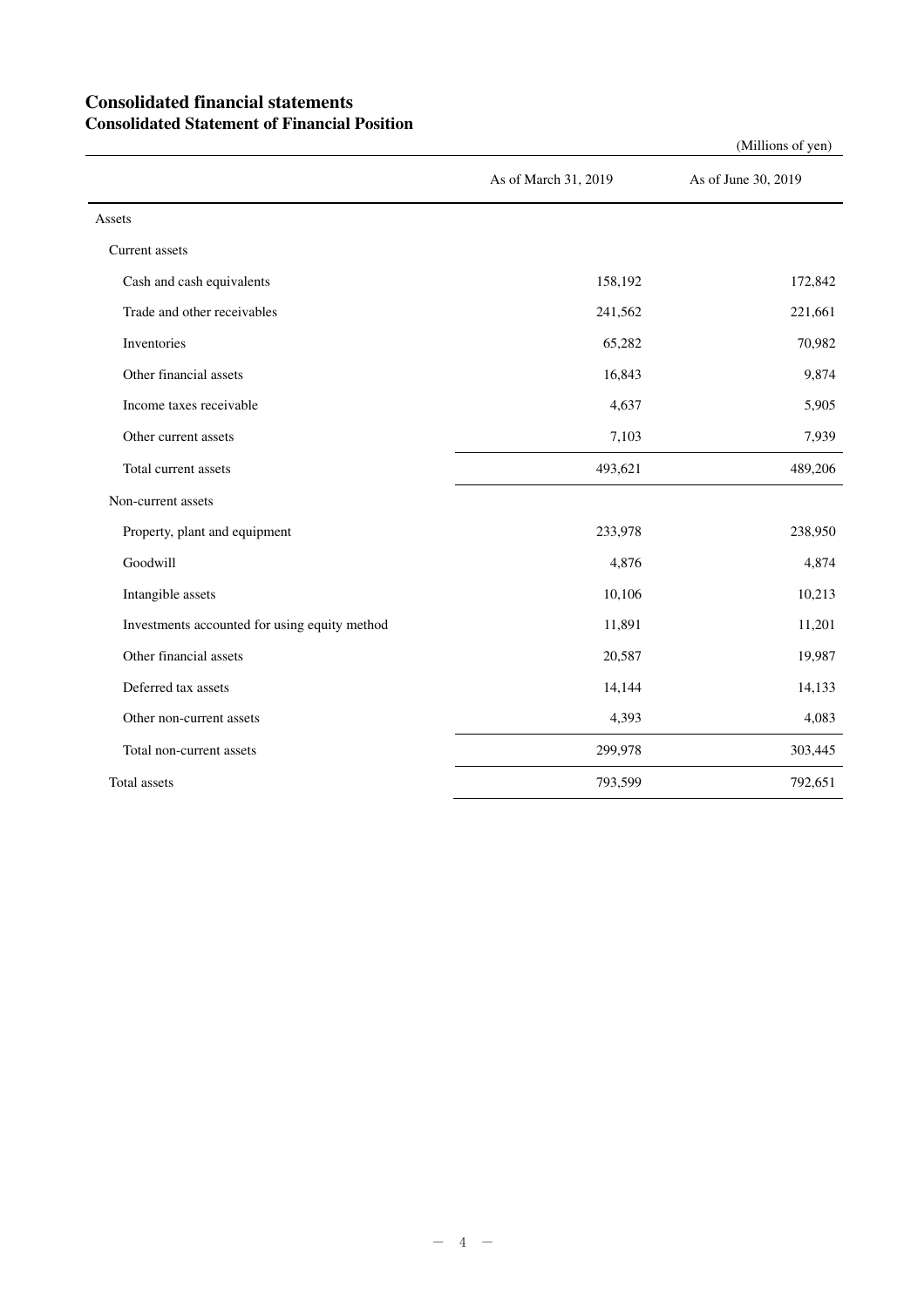## Consolidated financial statements

### Consolidated Statement of Financial Position

(Millions of yen)

| | As of March 31, 2019 | As of June 30, 2019 |
|---|---|---|
| Assets | | |
| Current assets | | |
| Cash and cash equivalents | 158,192 | 172,842 |
| Trade and other receivables | 241,562 | 221,661 |
| Inventories | 65,282 | 70,982 |
| Other financial assets | 16,843 | 9,874 |
| Income taxes receivable | 4,637 | 5,905 |
| Other current assets | 7,103 | 7,939 |
| Total current assets | 493,621 | 489,206 |
| Non-current assets | | |
| Property, plant and equipment | 233,978 | 238,950 |
| Goodwill | 4,876 | 4,874 |
| Intangible assets | 10,106 | 10,213 |
| Investments accounted for using equity method | 11,891 | 11,201 |
| Other financial assets | 20,587 | 19,987 |
| Deferred tax assets | 14,144 | 14,133 |
| Other non-current assets | 4,393 | 4,083 |
| Total non-current assets | 299,978 | 303,445 |
| Total assets | 793,599 | 792,651 |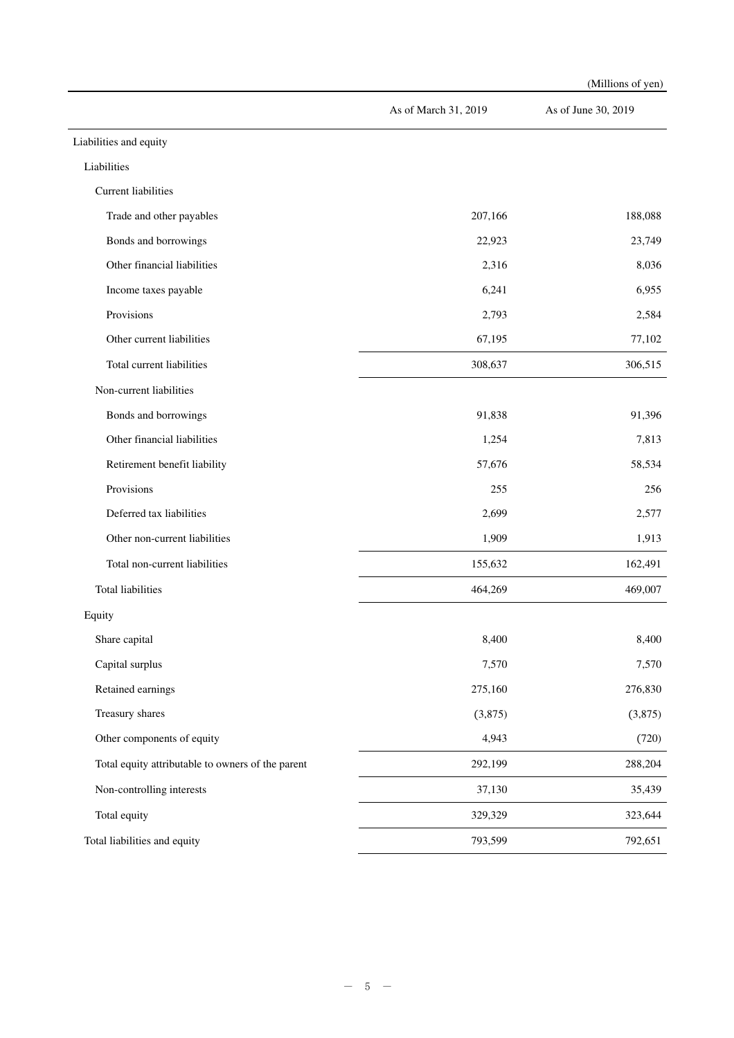(Millions of yen)

| | As of March 31, 2019 | As of June 30, 2019 |
|---|---|---|
| Liabilities and equity | | |
| Liabilities | | |
| Current liabilities | | |
| Trade and other payables | 207,166 | 188,088 |
| Bonds and borrowings | 22,923 | 23,749 |
| Other financial liabilities | 2,316 | 8,036 |
| Income taxes payable | 6,241 | 6,955 |
| Provisions | 2,793 | 2,584 |
| Other current liabilities | 67,195 | 77,102 |
| Total current liabilities | 308,637 | 306,515 |
| Non-current liabilities | | |
| Bonds and borrowings | 91,838 | 91,396 |
| Other financial liabilities | 1,254 | 7,813 |
| Retirement benefit liability | 57,676 | 58,534 |
| Provisions | 255 | 256 |
| Deferred tax liabilities | 2,699 | 2,577 |
| Other non-current liabilities | 1,909 | 1,913 |
| Total non-current liabilities | 155,632 | 162,491 |
| Total liabilities | 464,269 | 469,007 |
| Equity | | |
| Share capital | 8,400 | 8,400 |
| Capital surplus | 7,570 | 7,570 |
| Retained earnings | 275,160 | 276,830 |
| Treasury shares | (3,875) | (3,875) |
| Other components of equity | 4,943 | (720) |
| Total equity attributable to owners of the parent | 292,199 | 288,204 |
| Non-controlling interests | 37,130 | 35,439 |
| Total equity | 329,329 | 323,644 |
| Total liabilities and equity | 793,599 | 792,651 |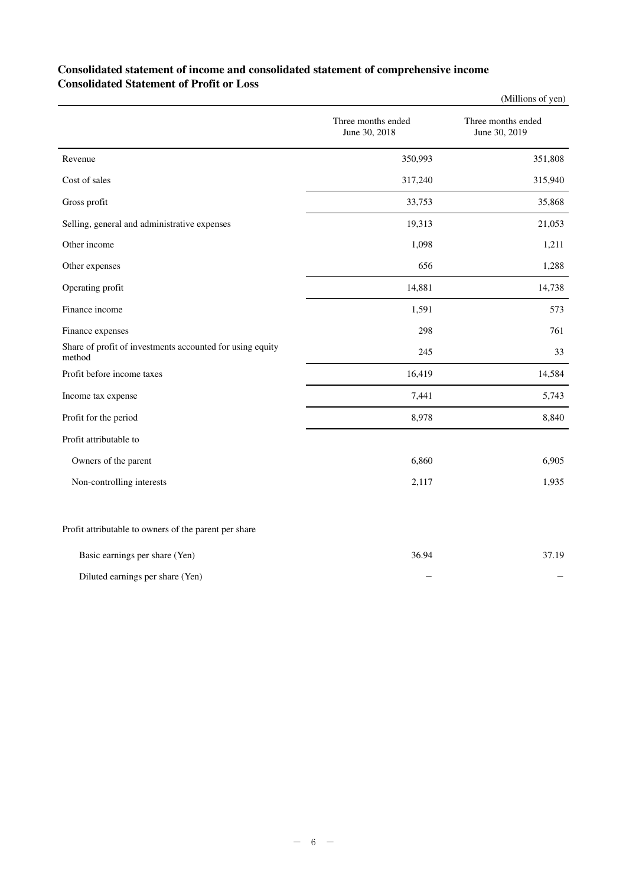# Consolidated statement of income and consolidated statement of comprehensive income
## Consolidated Statement of Profit or Loss

(Millions of yen)

| | Three months ended June 30, 2018 | Three months ended June 30, 2019 |
|---|---|---|
| Revenue | 350,993 | 351,808 |
| Cost of sales | 317,240 | 315,940 |
| Gross profit | 33,753 | 35,868 |
| Selling, general and administrative expenses | 19,313 | 21,053 |
| Other income | 1,098 | 1,211 |
| Other expenses | 656 | 1,288 |
| Operating profit | 14,881 | 14,738 |
| Finance income | 1,591 | 573 |
| Finance expenses | 298 | 761 |
| Share of profit of investments accounted for using equity method | 245 | 33 |
| Profit before income taxes | 16,419 | 14,584 |
| Income tax expense | 7,441 | 5,743 |
| Profit for the period | 8,978 | 8,840 |
| Profit attributable to | | |
| Owners of the parent | 6,860 | 6,905 |
| Non-controlling interests | 2,117 | 1,935 |
| | | |
| Profit attributable to owners of the parent per share | | |
| Basic earnings per share (Yen) | 36.94 | 37.19 |
| Diluted earnings per share (Yen) | － | － |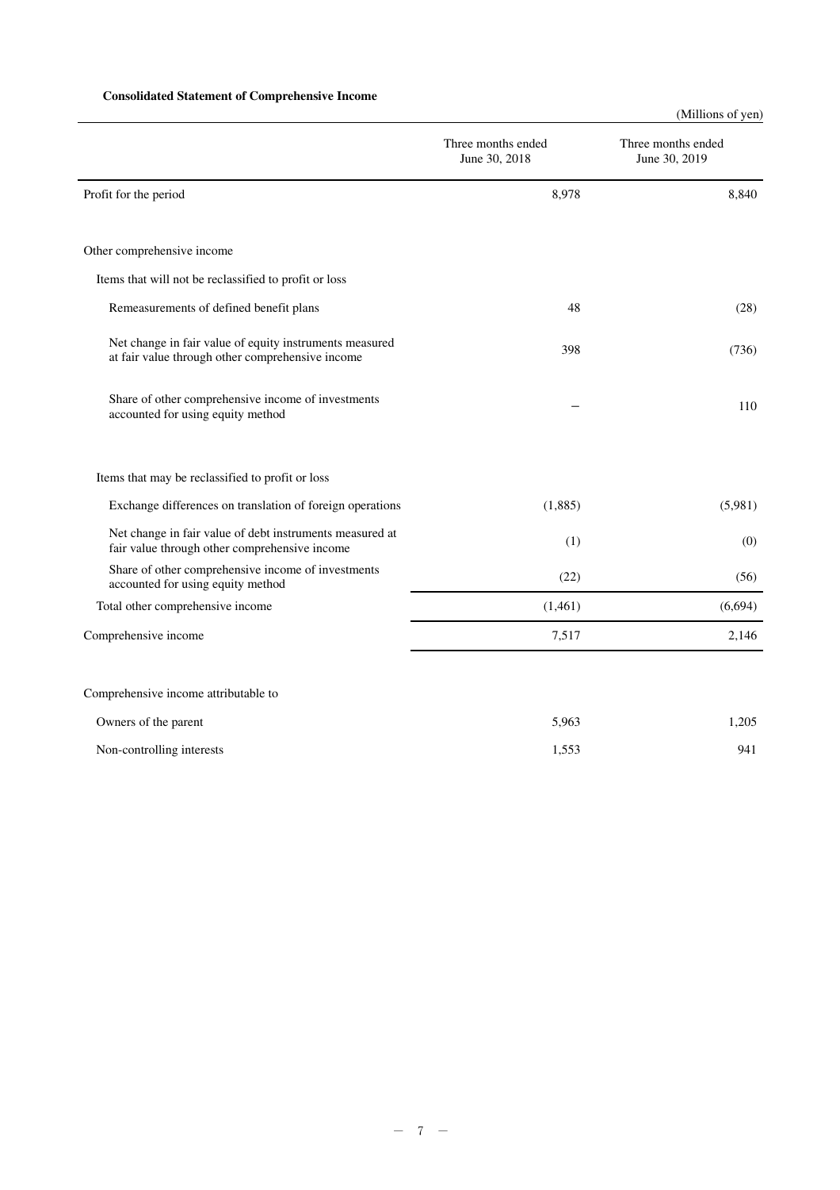**Consolidated Statement of Comprehensive Income**

(Millions of yen)

| | Three months ended June 30, 2018 | Three months ended June 30, 2019 |
|---|---|---|
| Profit for the period | 8,978 | 8,840 |
| | | |
| Other comprehensive income | | |
| Items that will not be reclassified to profit or loss | | |
| Remeasurements of defined benefit plans | 48 | (28) |
| Net change in fair value of equity instruments measured at fair value through other comprehensive income | 398 | (736) |
| Share of other comprehensive income of investments accounted for using equity method | – | 110 |
| | | |
| Items that may be reclassified to profit or loss | | |
| Exchange differences on translation of foreign operations | (1,885) | (5,981) |
| Net change in fair value of debt instruments measured at fair value through other comprehensive income | (1) | (0) |
| Share of other comprehensive income of investments accounted for using equity method | (22) | (56) |
| Total other comprehensive income | (1,461) | (6,694) |
| Comprehensive income | 7,517 | 2,146 |
| | | |
| Comprehensive income attributable to | | |
| Owners of the parent | 5,963 | 1,205 |
| Non-controlling interests | 1,553 | 941 |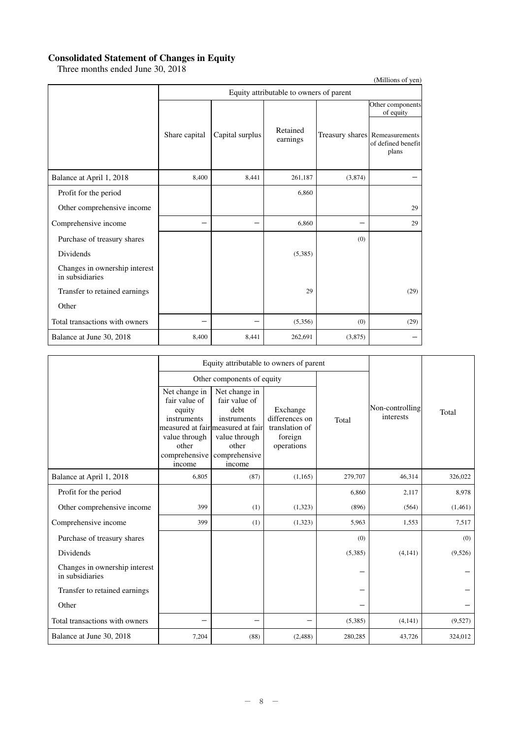## Consolidated Statement of Changes in Equity

Three months ended June 30, 2018

(Millions of yen)

| | Equity attributable to owners of parent | | | | |
|---|---|---|---|---|---|
| | Share capital | Capital surplus | Retained earnings | Treasury shares | Other components of equity: Remeasurements of defined benefit plans |
| Balance at April 1, 2018 | 8,400 | 8,441 | 261,187 | (3,874) | − |
| Profit for the period | | | 6,860 | | |
| Other comprehensive income | | | | | 29 |
| Comprehensive income | − | − | 6,860 | − | 29 |
| Purchase of treasury shares | | | | (0) | |
| Dividends | | | (5,385) | | |
| Changes in ownership interest in subsidiaries | | | | | |
| Transfer to retained earnings | | | 29 | | (29) |
| Other | | | | | |
| Total transactions with owners | − | − | (5,356) | (0) | (29) |
| Balance at June 30, 2018 | 8,400 | 8,441 | 262,691 | (3,875) | − |

| | Equity attributable to owners of parent | | | | | |
|---|---|---|---|---|---|---|
| | Other components of equity | | | | | |
| | Net change in fair value of equity instruments measured at fair value through other comprehensive income | Net change in fair value of debt instruments measured at fair value through other comprehensive income | Exchange differences on translation of foreign operations | Total | Non-controlling interests | Total |
| Balance at April 1, 2018 | 6,805 | (87) | (1,165) | 279,707 | 46,314 | 326,022 |
| Profit for the period | | | | 6,860 | 2,117 | 8,978 |
| Other comprehensive income | 399 | (1) | (1,323) | (896) | (564) | (1,461) |
| Comprehensive income | 399 | (1) | (1,323) | 5,963 | 1,553 | 7,517 |
| Purchase of treasury shares | | | | (0) | | (0) |
| Dividends | | | | (5,385) | (4,141) | (9,526) |
| Changes in ownership interest in subsidiaries | | | | − | | − |
| Transfer to retained earnings | | | | − | | − |
| Other | | | | − | | − |
| Total transactions with owners | − | − | − | (5,385) | (4,141) | (9,527) |
| Balance at June 30, 2018 | 7,204 | (88) | (2,488) | 280,285 | 43,726 | 324,012 |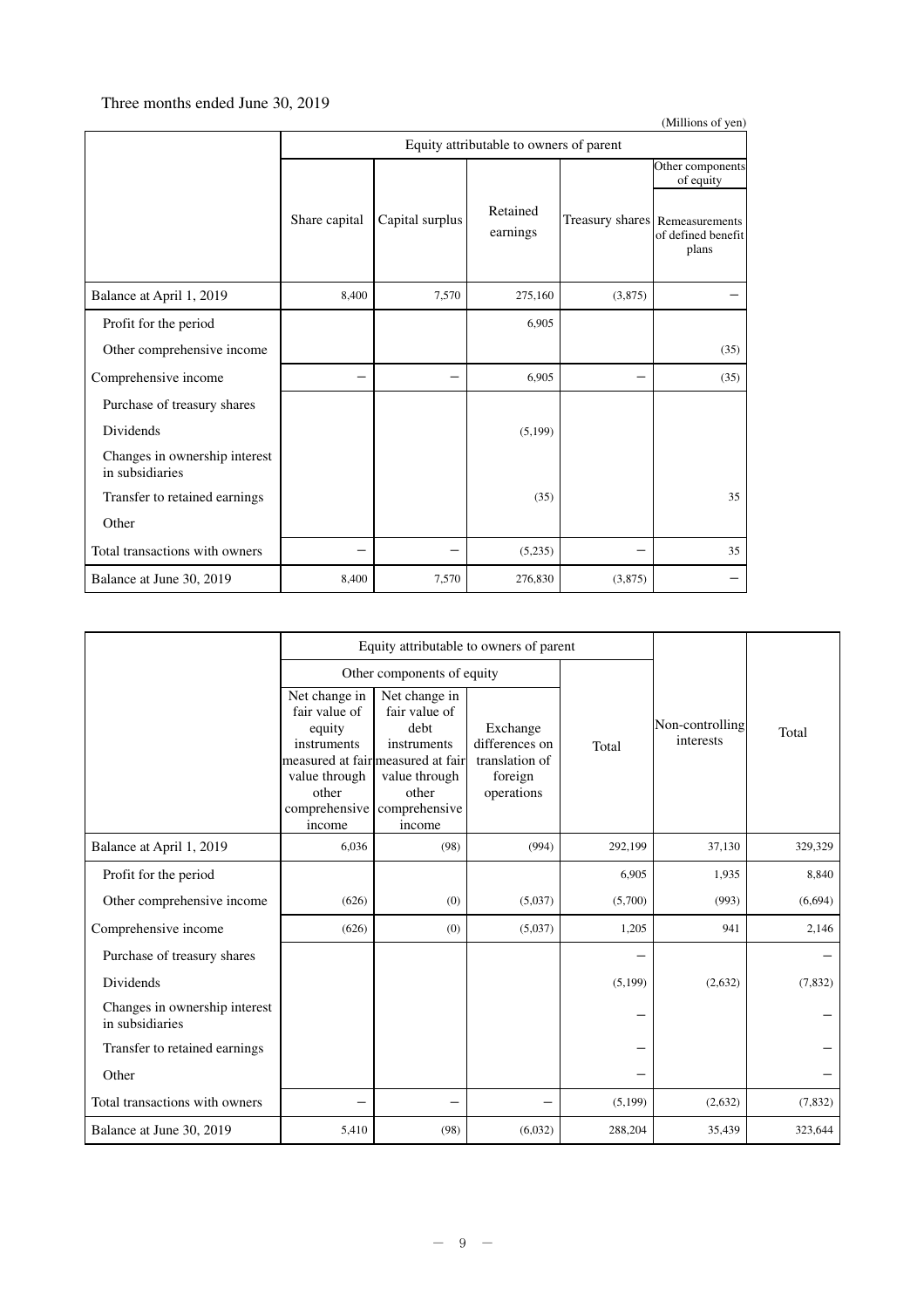Three months ended June 30, 2019

(Millions of yen)

| | Equity attributable to owners of parent | | | | |
|---|---|---|---|---|---|
| | | | | | Other components of equity |
| | Share capital | Capital surplus | Retained earnings | Treasury shares | Remeasurements of defined benefit plans |
| Balance at April 1, 2019 | 8,400 | 7,570 | 275,160 | (3,875) | − |
| Profit for the period | | | 6,905 | | |
| Other comprehensive income | | | | | (35) |
| Comprehensive income | − | − | 6,905 | − | (35) |
| Purchase of treasury shares | | | | | |
| Dividends | | | (5,199) | | |
| Changes in ownership interest in subsidiaries | | | | | |
| Transfer to retained earnings | | | (35) | | 35 |
| Other | | | | | |
| Total transactions with owners | − | − | (5,235) | − | 35 |
| Balance at June 30, 2019 | 8,400 | 7,570 | 276,830 | (3,875) | − |

| | Equity attributable to owners of parent | | | | | |
|---|---|---|---|---|---|---|
| | Other components of equity | | | | | |
| | Net change in fair value of equity instruments measured at fair value through other comprehensive income | Net change in fair value of debt instruments measured at fair value through other comprehensive income | Exchange differences on translation of foreign operations | Total | Non-controlling interests | Total |
| Balance at April 1, 2019 | 6,036 | (98) | (994) | 292,199 | 37,130 | 329,329 |
| Profit for the period | | | | 6,905 | 1,935 | 8,840 |
| Other comprehensive income | (626) | (0) | (5,037) | (5,700) | (993) | (6,694) |
| Comprehensive income | (626) | (0) | (5,037) | 1,205 | 941 | 2,146 |
| Purchase of treasury shares | | | | − | | − |
| Dividends | | | | (5,199) | (2,632) | (7,832) |
| Changes in ownership interest in subsidiaries | | | | − | | − |
| Transfer to retained earnings | | | | − | | − |
| Other | | | | − | | − |
| Total transactions with owners | − | − | − | (5,199) | (2,632) | (7,832) |
| Balance at June 30, 2019 | 5,410 | (98) | (6,032) | 288,204 | 35,439 | 323,644 |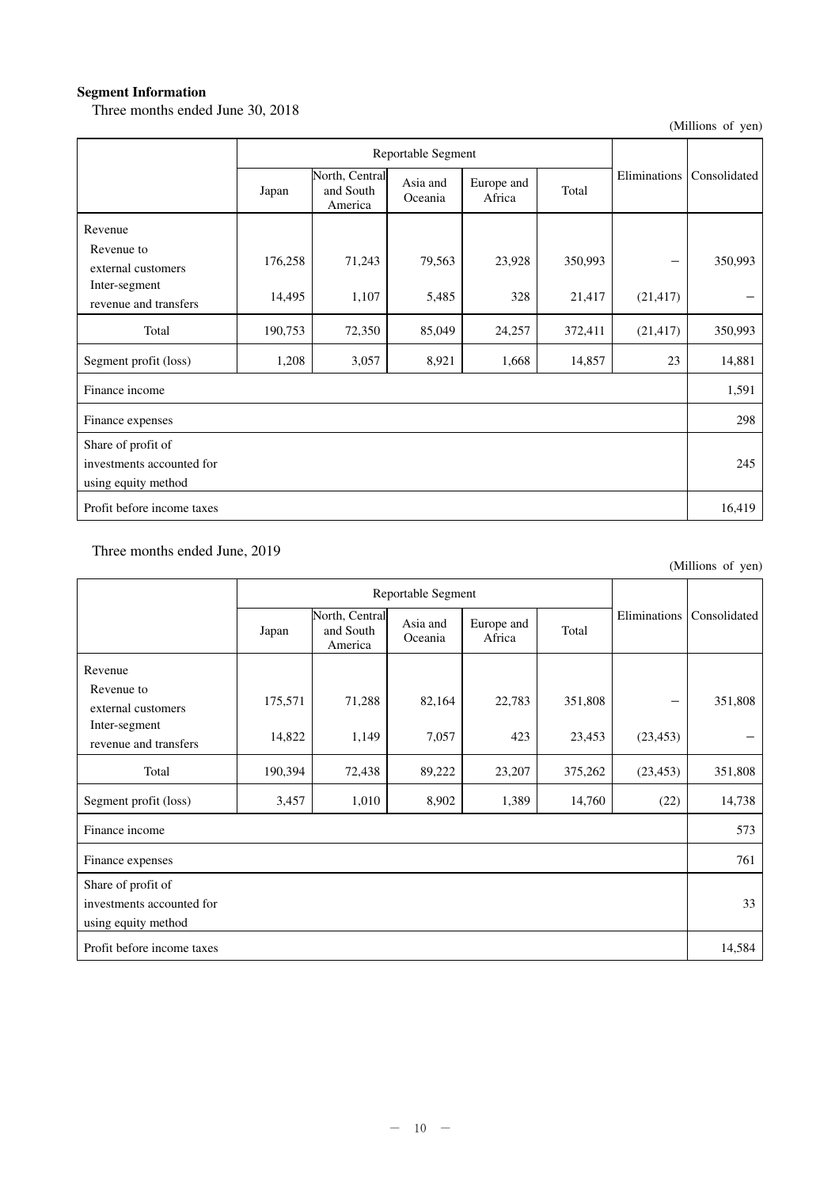**Segment Information**

Three months ended June 30, 2018

(Millions of yen)

| | Reportable Segment | | | | | Eliminations | Consolidated |
|---|---|---|---|---|---|---|---|
| | Japan | North, Central and South America | Asia and Oceania | Europe and Africa | Total | | |
| Revenue | | | | | | | |
| Revenue to external customers | 176,258 | 71,243 | 79,563 | 23,928 | 350,993 | − | 350,993 |
| Inter-segment revenue and transfers | 14,495 | 1,107 | 5,485 | 328 | 21,417 | (21,417) | − |
| Total | 190,753 | 72,350 | 85,049 | 24,257 | 372,411 | (21,417) | 350,993 |
| Segment profit (loss) | 1,208 | 3,057 | 8,921 | 1,668 | 14,857 | 23 | 14,881 |
| Finance income | | | | | | | 1,591 |
| Finance expenses | | | | | | | 298 |
| Share of profit of investments accounted for using equity method | | | | | | | 245 |
| Profit before income taxes | | | | | | | 16,419 |

Three months ended June, 2019

(Millions of yen)

| | Reportable Segment | | | | | Eliminations | Consolidated |
|---|---|---|---|---|---|---|---|
| | Japan | North, Central and South America | Asia and Oceania | Europe and Africa | Total | | |
| Revenue | | | | | | | |
| Revenue to external customers | 175,571 | 71,288 | 82,164 | 22,783 | 351,808 | − | 351,808 |
| Inter-segment revenue and transfers | 14,822 | 1,149 | 7,057 | 423 | 23,453 | (23,453) | − |
| Total | 190,394 | 72,438 | 89,222 | 23,207 | 375,262 | (23,453) | 351,808 |
| Segment profit (loss) | 3,457 | 1,010 | 8,902 | 1,389 | 14,760 | (22) | 14,738 |
| Finance income | | | | | | | 573 |
| Finance expenses | | | | | | | 761 |
| Share of profit of investments accounted for using equity method | | | | | | | 33 |
| Profit before income taxes | | | | | | | 14,584 |